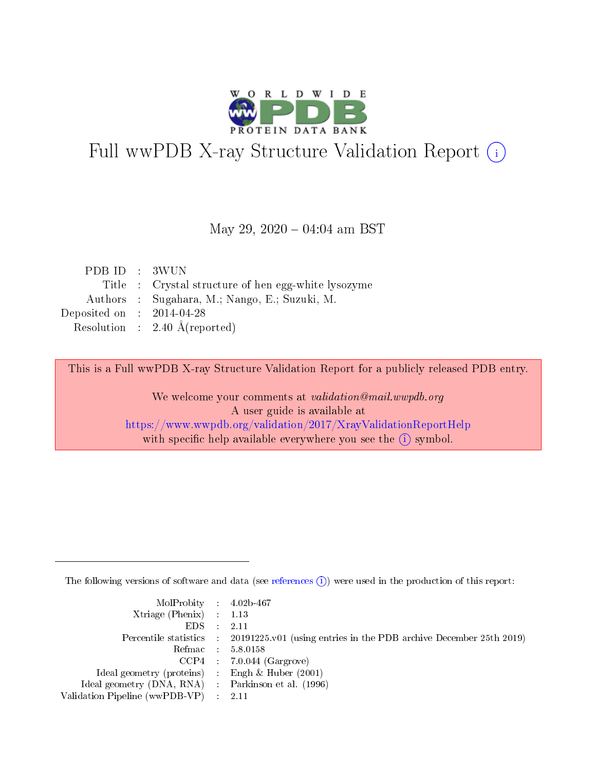# Full wwPDB X-ray Structure Validation Report ⓘ

May 29, 2020 – 04:04 am BST

| | | |
|---|---|---|
| PDB ID | : | 3WUN |
| Title | : | Crystal structure of hen egg-white lysozyme |
| Authors | : | Sugahara, M.; Nango, E.; Suzuki, M. |
| Deposited on | : | 2014-04-28 |
| Resolution | : | 2.40 Å(reported) |

This is a Full wwPDB X-ray Structure Validation Report for a publicly released PDB entry.

We welcome your comments at *validation@mail.wwpdb.org*
A user guide is available at
https://www.wwpdb.org/validation/2017/XrayValidationReportHelp
with specific help available everywhere you see the ⓘ symbol.

---

The following versions of software and data (see references ⓘ) were used in the production of this report:

| | | |
|---|---|---|
| MolProbity | : | 4.02b-467 |
| Xtriage (Phenix) | : | 1.13 |
| EDS | : | 2.11 |
| Percentile statistics | : | 20191225.v01 (using entries in the PDB archive December 25th 2019) |
| Refmac | : | 5.8.0158 |
| CCP4 | : | 7.0.044 (Gargrove) |
| Ideal geometry (proteins) | : | Engh & Huber (2001) |
| Ideal geometry (DNA, RNA) | : | Parkinson et al. (1996) |
| Validation Pipeline (wwPDB-VP) | : | 2.11 |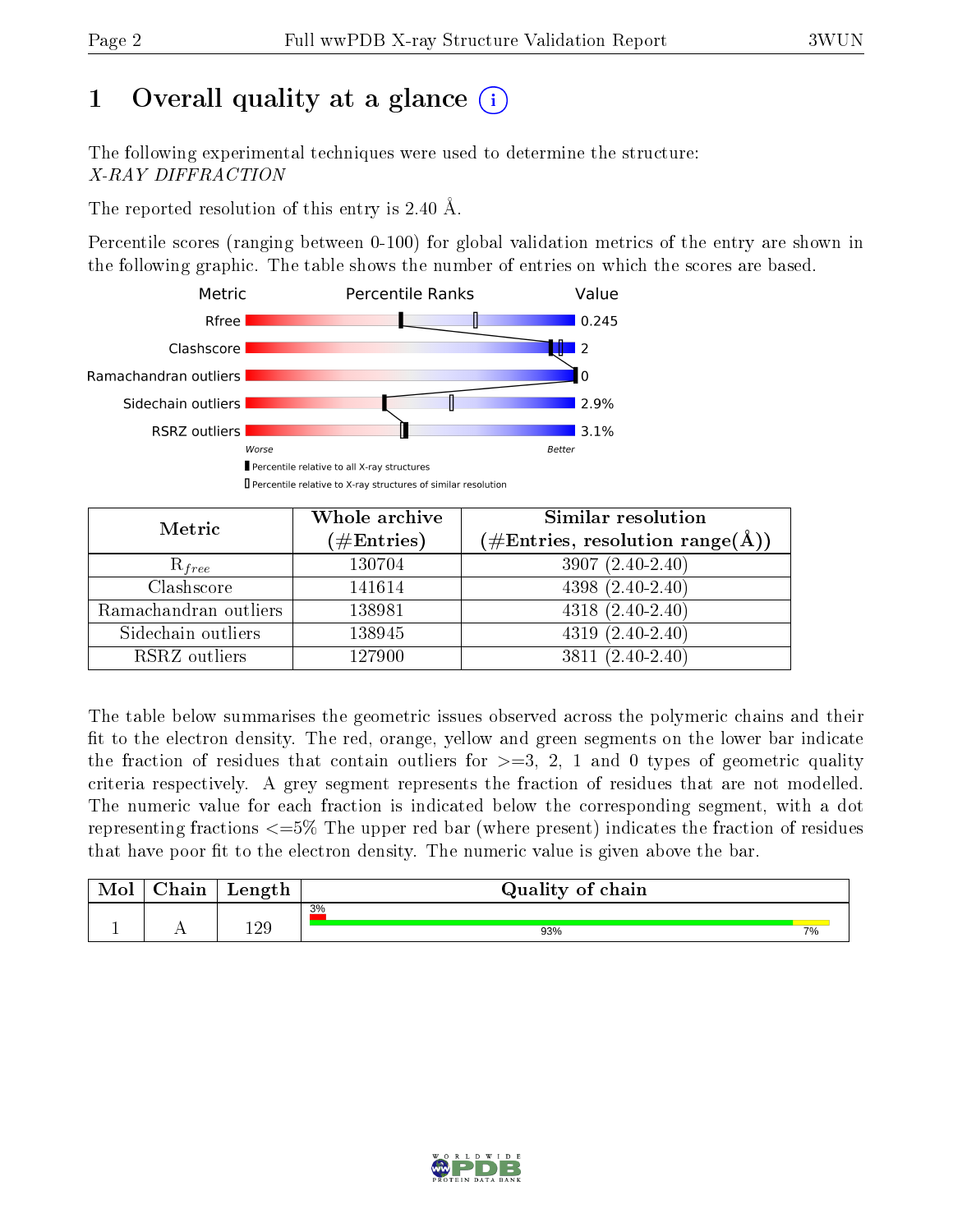# 1 Overall quality at a glance

The following experimental techniques were used to determine the structure:
*X-RAY DIFFRACTION*

The reported resolution of this entry is 2.40 Å.

Percentile scores (ranging between 0-100) for global validation metrics of the entry are shown in the following graphic. The table shows the number of entries on which the scores are based.

| Metric | Value |
|---|---|
| Rfree | 0.245 |
| Clashscore | 2 |
| Ramachandran outliers | 0 |
| Sidechain outliers | 2.9% |
| RSRZ outliers | 3.1% |

| Metric | Whole archive (#Entries) | Similar resolution (#Entries, resolution range(Å)) |
|---|---|---|
| $R_{free}$ | 130704 | 3907 (2.40-2.40) |
| Clashscore | 141614 | 4398 (2.40-2.40) |
| Ramachandran outliers | 138981 | 4318 (2.40-2.40) |
| Sidechain outliers | 138945 | 4319 (2.40-2.40) |
| RSRZ outliers | 127900 | 3811 (2.40-2.40) |

The table below summarises the geometric issues observed across the polymeric chains and their fit to the electron density. The red, orange, yellow and green segments on the lower bar indicate the fraction of residues that contain outliers for >=3, 2, 1 and 0 types of geometric quality criteria respectively. A grey segment represents the fraction of residues that are not modelled. The numeric value for each fraction is indicated below the corresponding segment, with a dot representing fractions <=5% The upper red bar (where present) indicates the fraction of residues that have poor fit to the electron density. The numeric value is given above the bar.

| Mol | Chain | Length | Quality of chain |
|---|---|---|---|
| 1 | A | 129 | 3% (poor fit); 93% (green), 7% (yellow) |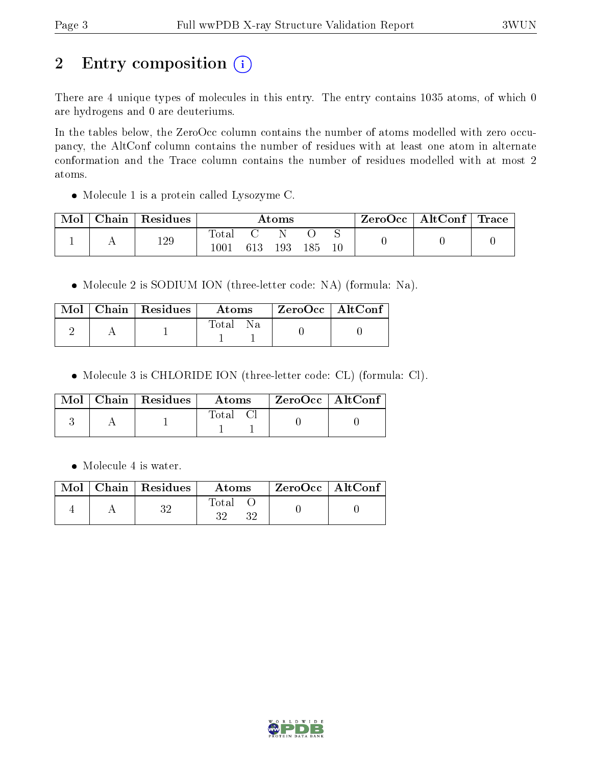## 2 Entry composition

There are 4 unique types of molecules in this entry. The entry contains 1035 atoms, of which 0 are hydrogens and 0 are deuteriums.

In the tables below, the ZeroOcc column contains the number of atoms modelled with zero occupancy, the AltConf column contains the number of residues with at least one atom in alternate conformation and the Trace column contains the number of residues modelled with at most 2 atoms.

- Molecule 1 is a protein called Lysozyme C.

| Mol | Chain | Residues | Atoms | | | | | ZeroOcc | AltConf | Trace |
|---|---|---|---|---|---|---|---|---|---|---|
| | | | Total | C | N | O | S | | | |
| 1 | A | 129 | 1001 | 613 | 193 | 185 | 10 | 0 | 0 | 0 |

- Molecule 2 is SODIUM ION (three-letter code: NA) (formula: Na).

| Mol | Chain | Residues | Atoms | | ZeroOcc | AltConf |
|---|---|---|---|---|---|---|
| | | | Total | Na | | |
| 2 | A | 1 | 1 | 1 | 0 | 0 |

- Molecule 3 is CHLORIDE ION (three-letter code: CL) (formula: Cl).

| Mol | Chain | Residues | Atoms | | ZeroOcc | AltConf |
|---|---|---|---|---|---|---|
| | | | Total | Cl | | |
| 3 | A | 1 | 1 | 1 | 0 | 0 |

- Molecule 4 is water.

| Mol | Chain | Residues | Atoms | | ZeroOcc | AltConf |
|---|---|---|---|---|---|---|
| | | | Total | O | | |
| 4 | A | 32 | 32 | 32 | 0 | 0 |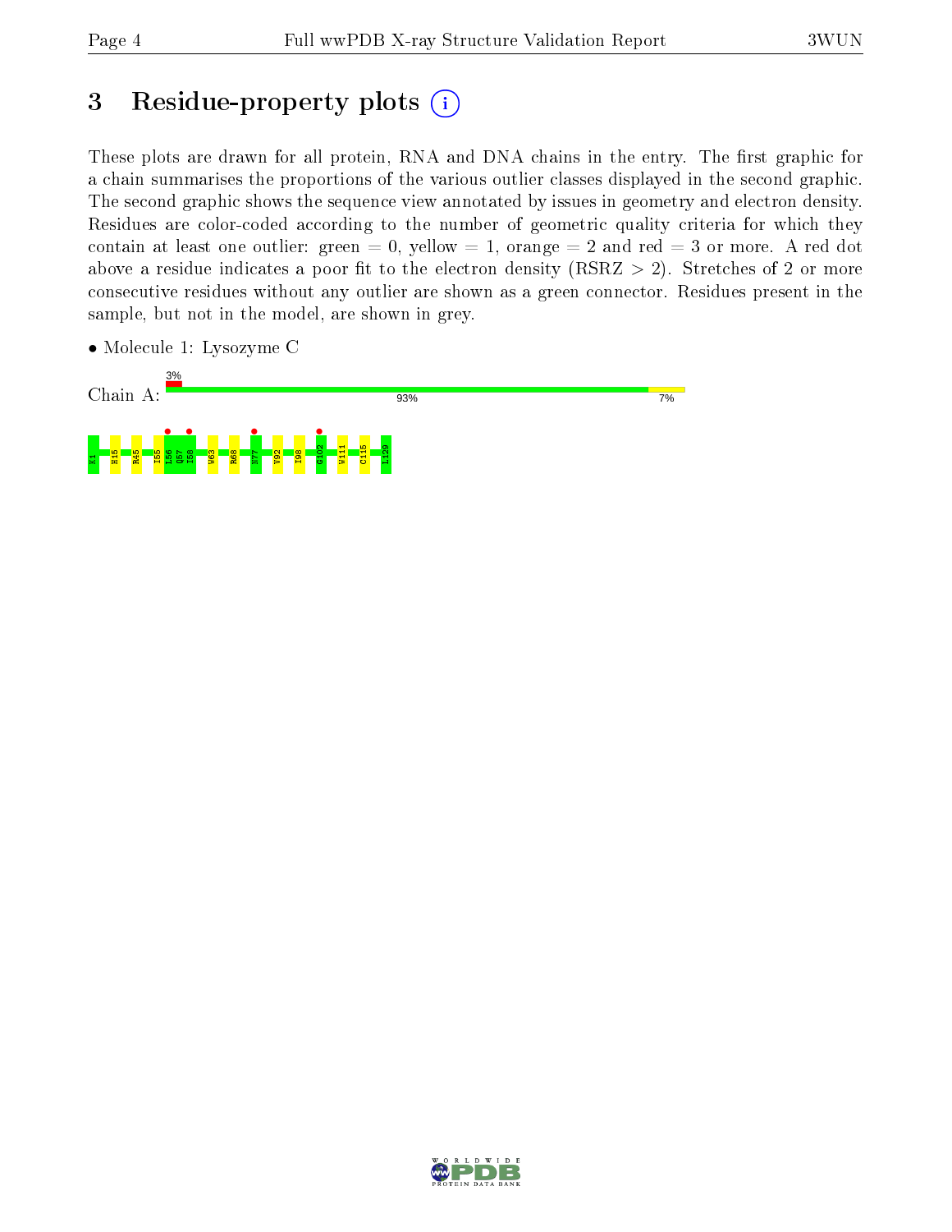# 3 Residue-property plots

These plots are drawn for all protein, RNA and DNA chains in the entry. The first graphic for a chain summarises the proportions of the various outlier classes displayed in the second graphic. The second graphic shows the sequence view annotated by issues in geometry and electron density. Residues are color-coded according to the number of geometric quality criteria for which they contain at least one outlier: green = 0, yellow = 1, orange = 2 and red = 3 or more. A red dot above a residue indicates a poor fit to the electron density (RSRZ > 2). Stretches of 2 or more consecutive residues without any outlier are shown as a green connector. Residues present in the sample, but not in the model, are shown in grey.

- Molecule 1: Lysozyme C

Chain A: 3% | 93% | 7%

K1 H15 R45 I55 L56 Q57 I58 W63 R68 N77 V92 I98 G102 W111 C115 L129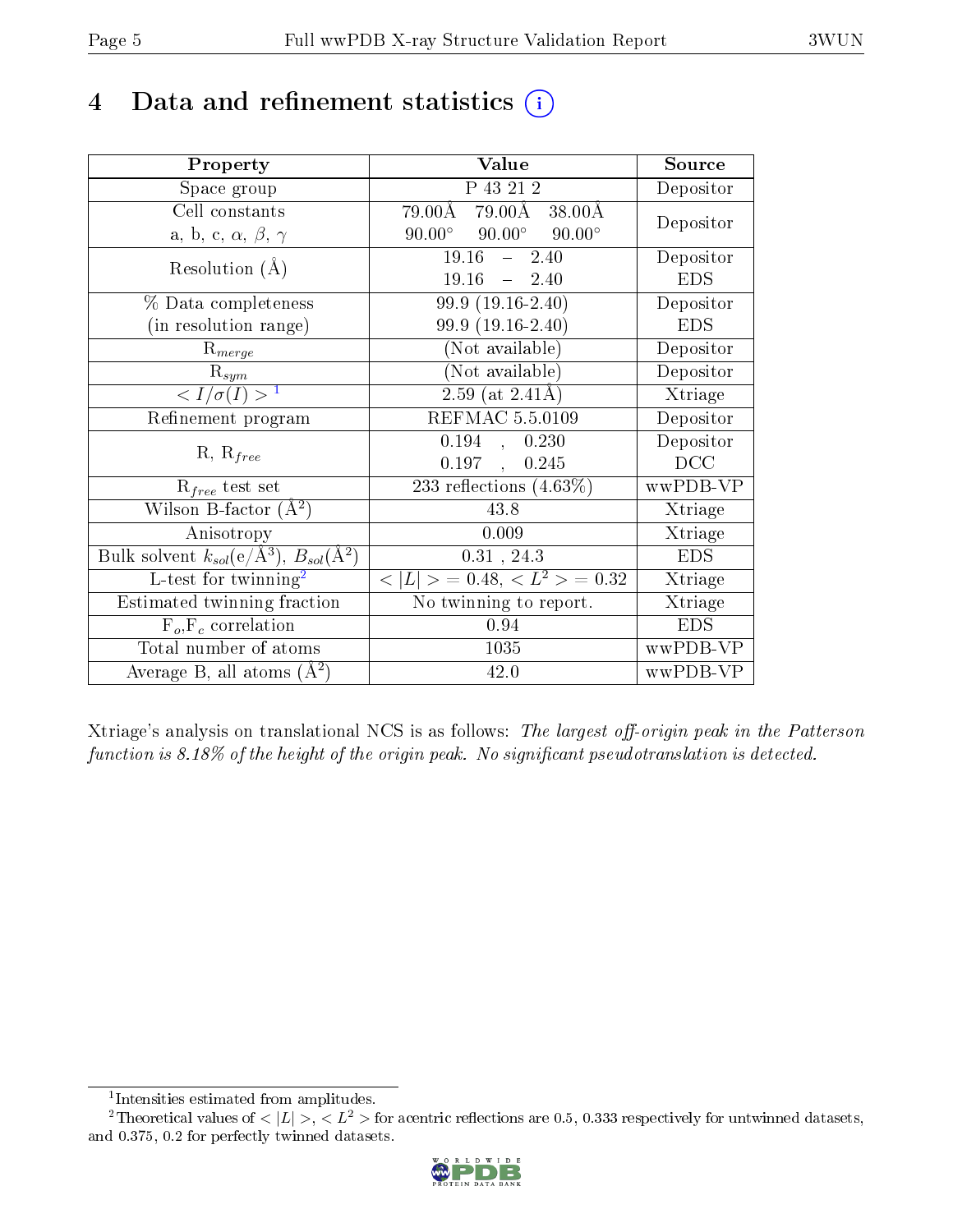# 4 Data and refinement statistics (i)

| Property | Value | Source |
|---|---|---|
| Space group | P 43 21 2 | Depositor |
| Cell constants<br>a, b, c, $\alpha$, $\beta$, $\gamma$ | 79.00Å 79.00Å 38.00Å<br>90.00° 90.00° 90.00° | Depositor |
| Resolution (Å) | 19.16 – 2.40<br>19.16 – 2.40 | Depositor<br>EDS |
| % Data completeness<br>(in resolution range) | 99.9 (19.16-2.40)<br>99.9 (19.16-2.40) | Depositor<br>EDS |
| $R_{merge}$ | (Not available) | Depositor |
| $R_{sym}$ | (Not available) | Depositor |
| $< I/\sigma(I) >$ [1] | 2.59 (at 2.41Å) | Xtriage |
| Refinement program | REFMAC 5.5.0109 | Depositor |
| R, $R_{free}$ | 0.194 , 0.230<br>0.197 , 0.245 | Depositor<br>DCC |
| $R_{free}$ test set | 233 reflections (4.63%) | wwPDB-VP |
| Wilson B-factor (Å$^2$) | 43.8 | Xtriage |
| Anisotropy | 0.009 | Xtriage |
| Bulk solvent $k_{sol}$(e/Å$^3$), $B_{sol}$(Å$^2$) | 0.31 , 24.3 | EDS |
| L-test for twinning[2] | $< \|L\| >$ = 0.48, $< L^2 >$ = 0.32 | Xtriage |
| Estimated twinning fraction | No twinning to report. | Xtriage |
| $F_o$,$F_c$ correlation | 0.94 | EDS |
| Total number of atoms | 1035 | wwPDB-VP |
| Average B, all atoms (Å$^2$) | 42.0 | wwPDB-VP |

Xtriage's analysis on translational NCS is as follows: *The largest off-origin peak in the Patterson function is 8.18% of the height of the origin peak. No significant pseudotranslation is detected.*

[1] Intensities estimated from amplitudes.

[2] Theoretical values of $< |L| >$, $< L^2 >$ for acentric reflections are 0.5, 0.333 respectively for untwinned datasets, and 0.375, 0.2 for perfectly twinned datasets.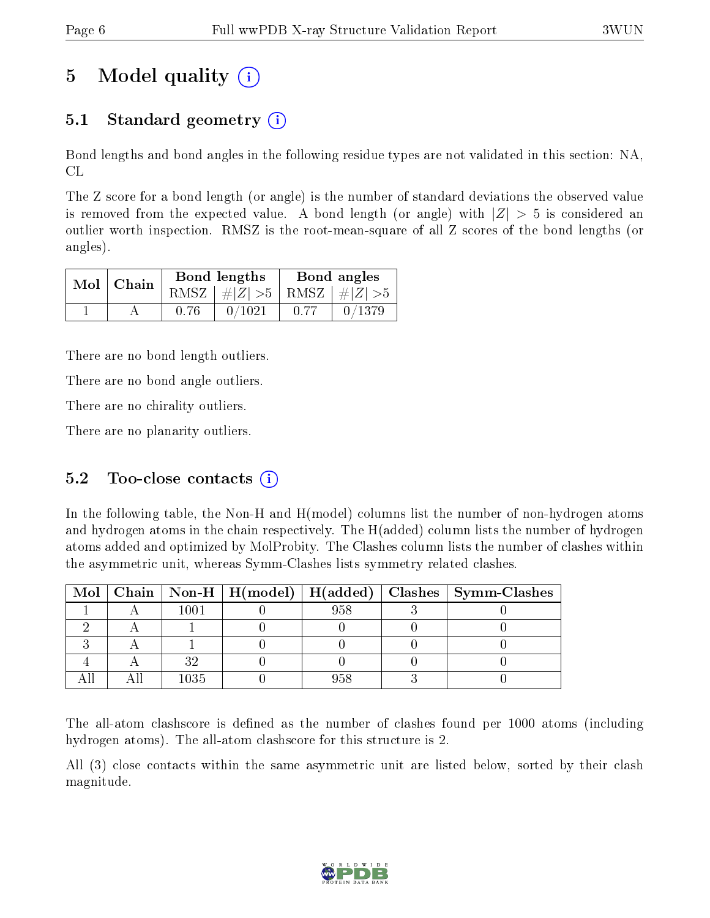# 5 Model quality (i)

## 5.1 Standard geometry (i)

Bond lengths and bond angles in the following residue types are not validated in this section: NA, CL

The Z score for a bond length (or angle) is the number of standard deviations the observed value is removed from the expected value. A bond length (or angle) with $|Z| > 5$ is considered an outlier worth inspection. RMSZ is the root-mean-square of all Z scores of the bond lengths (or angles).

| Mol | Chain | Bond lengths | | Bond angles | |
|---|---|---|---|---|---|
| | | RMSZ | $\#\|Z\| > 5$ | RMSZ | $\#\|Z\| > 5$ |
| 1 | A | 0.76 | 0/1021 | 0.77 | 0/1379 |

There are no bond length outliers.

There are no bond angle outliers.

There are no chirality outliers.

There are no planarity outliers.

## 5.2 Too-close contacts (i)

In the following table, the Non-H and H(model) columns list the number of non-hydrogen atoms and hydrogen atoms in the chain respectively. The H(added) column lists the number of hydrogen atoms added and optimized by MolProbity. The Clashes column lists the number of clashes within the asymmetric unit, whereas Symm-Clashes lists symmetry related clashes.

| Mol | Chain | Non-H | H(model) | H(added) | Clashes | Symm-Clashes |
|---|---|---|---|---|---|---|
| 1 | A | 1001 | 0 | 958 | 3 | 0 |
| 2 | A | 1 | 0 | 0 | 0 | 0 |
| 3 | A | 1 | 0 | 0 | 0 | 0 |
| 4 | A | 32 | 0 | 0 | 0 | 0 |
| All | All | 1035 | 0 | 958 | 3 | 0 |

The all-atom clashscore is defined as the number of clashes found per 1000 atoms (including hydrogen atoms). The all-atom clashscore for this structure is 2.

All (3) close contacts within the same asymmetric unit are listed below, sorted by their clash magnitude.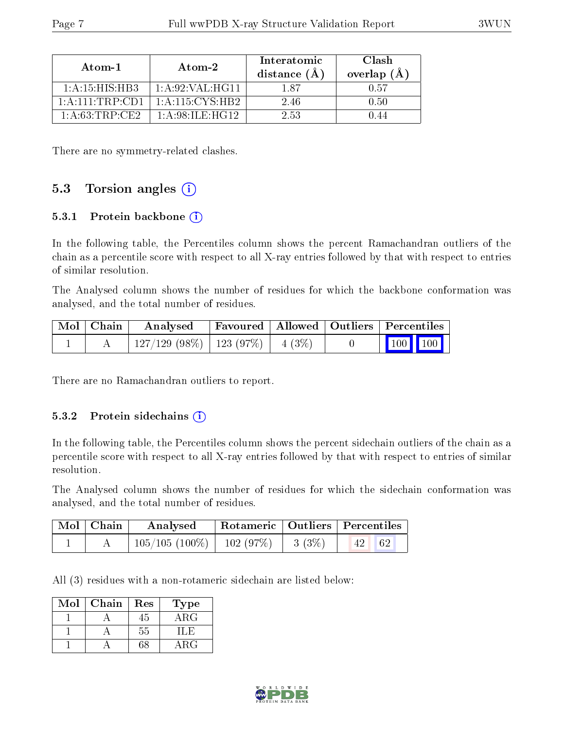| Atom-1 | Atom-2 | Interatomic distance (Å) | Clash overlap (Å) |
|---|---|---|---|
| 1:A:15:HIS:HB3 | 1:A:92:VAL:HG11 | 1.87 | 0.57 |
| 1:A:111:TRP:CD1 | 1:A:115:CYS:HB2 | 2.46 | 0.50 |
| 1:A:63:TRP:CE2 | 1:A:98:ILE:HG12 | 2.53 | 0.44 |

There are no symmetry-related clashes.

## 5.3 Torsion angles

### 5.3.1 Protein backbone

In the following table, the Percentiles column shows the percent Ramachandran outliers of the chain as a percentile score with respect to all X-ray entries followed by that with respect to entries of similar resolution.

The Analysed column shows the number of residues for which the backbone conformation was analysed, and the total number of residues.

| Mol | Chain | Analysed | Favoured | Allowed | Outliers | Percentiles | |
|---|---|---|---|---|---|---|---|
| 1 | A | 127/129 (98%) | 123 (97%) | 4 (3%) | 0 | 100 | 100 |

There are no Ramachandran outliers to report.

### 5.3.2 Protein sidechains

In the following table, the Percentiles column shows the percent sidechain outliers of the chain as a percentile score with respect to all X-ray entries followed by that with respect to entries of similar resolution.

The Analysed column shows the number of residues for which the sidechain conformation was analysed, and the total number of residues.

| Mol | Chain | Analysed | Rotameric | Outliers | Percentiles | |
|---|---|---|---|---|---|---|
| 1 | A | 105/105 (100%) | 102 (97%) | 3 (3%) | 42 | 62 |

All (3) residues with a non-rotameric sidechain are listed below:

| Mol | Chain | Res | Type |
|---|---|---|---|
| 1 | A | 45 | ARG |
| 1 | A | 55 | ILE |
| 1 | A | 68 | ARG |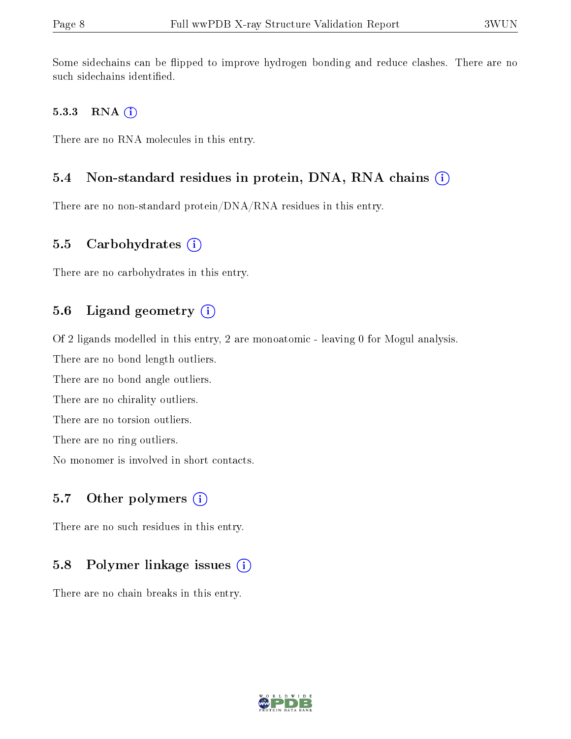Some sidechains can be flipped to improve hydrogen bonding and reduce clashes. There are no such sidechains identified.

#### 5.3.3 RNA

There are no RNA molecules in this entry.

### 5.4 Non-standard residues in protein, DNA, RNA chains

There are no non-standard protein/DNA/RNA residues in this entry.

### 5.5 Carbohydrates

There are no carbohydrates in this entry.

### 5.6 Ligand geometry

Of 2 ligands modelled in this entry, 2 are monoatomic - leaving 0 for Mogul analysis.

There are no bond length outliers.

There are no bond angle outliers.

There are no chirality outliers.

There are no torsion outliers.

There are no ring outliers.

No monomer is involved in short contacts.

### 5.7 Other polymers

There are no such residues in this entry.

### 5.8 Polymer linkage issues

There are no chain breaks in this entry.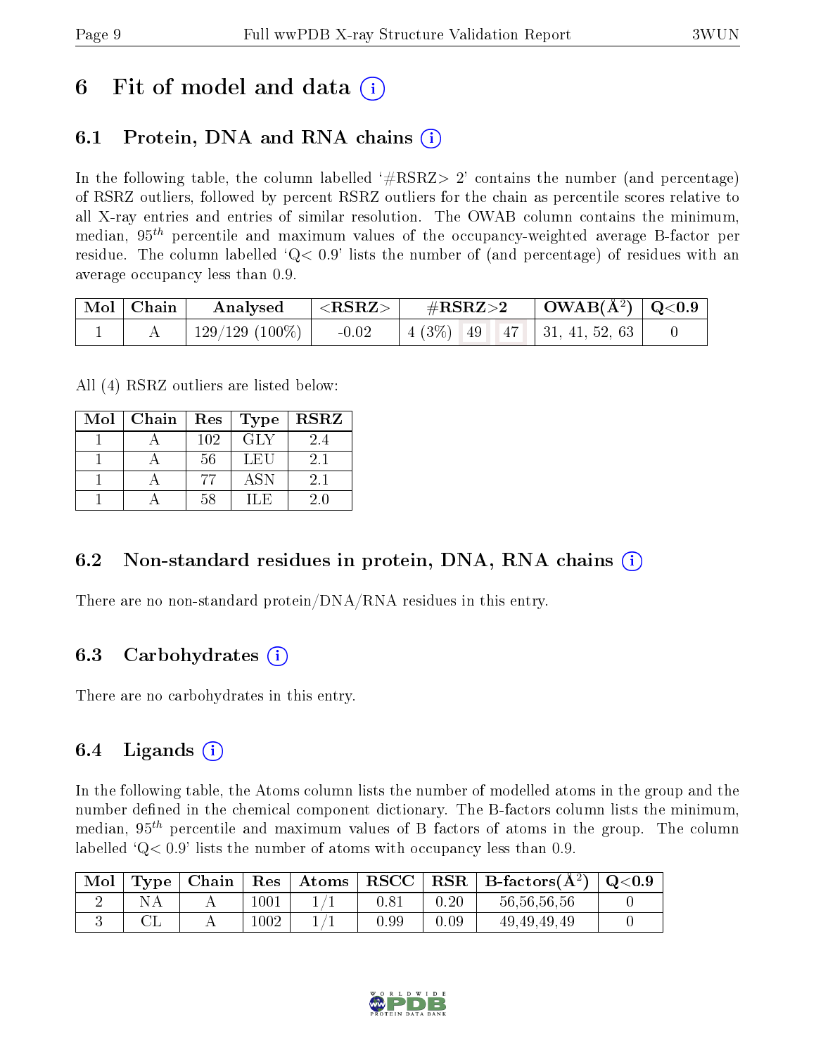# 6 Fit of model and data (i)

## 6.1 Protein, DNA and RNA chains (i)

In the following table, the column labelled '#RSRZ> 2' contains the number (and percentage) of RSRZ outliers, followed by percent RSRZ outliers for the chain as percentile scores relative to all X-ray entries and entries of similar resolution. The OWAB column contains the minimum, median, $95^{th}$ percentile and maximum values of the occupancy-weighted average B-factor per residue. The column labelled 'Q< 0.9' lists the number of (and percentage) of residues with an average occupancy less than 0.9.

| Mol | Chain | Analysed | <RSRZ> | #RSRZ>2 | | | OWAB(Å$^2$) | Q<0.9 |
|---|---|---|---|---|---|---|---|---|
| 1 | A | 129/129 (100%) | -0.02 | 4 (3%) | 49 | 47 | 31, 41, 52, 63 | 0 |

All (4) RSRZ outliers are listed below:

| Mol | Chain | Res | Type | RSRZ |
|---|---|---|---|---|
| 1 | A | 102 | GLY | 2.4 |
| 1 | A | 56 | LEU | 2.1 |
| 1 | A | 77 | ASN | 2.1 |
| 1 | A | 58 | ILE | 2.0 |

## 6.2 Non-standard residues in protein, DNA, RNA chains (i)

There are no non-standard protein/DNA/RNA residues in this entry.

## 6.3 Carbohydrates (i)

There are no carbohydrates in this entry.

## 6.4 Ligands (i)

In the following table, the Atoms column lists the number of modelled atoms in the group and the number defined in the chemical component dictionary. The B-factors column lists the minimum, median, $95^{th}$ percentile and maximum values of B factors of atoms in the group. The column labelled 'Q< 0.9' lists the number of atoms with occupancy less than 0.9.

| Mol | Type | Chain | Res | Atoms | RSCC | RSR | B-factors(Å$^2$) | Q<0.9 |
|---|---|---|---|---|---|---|---|---|
| 2 | NA | A | 1001 | 1/1 | 0.81 | 0.20 | 56,56,56,56 | 0 |
| 3 | CL | A | 1002 | 1/1 | 0.99 | 0.09 | 49,49,49,49 | 0 |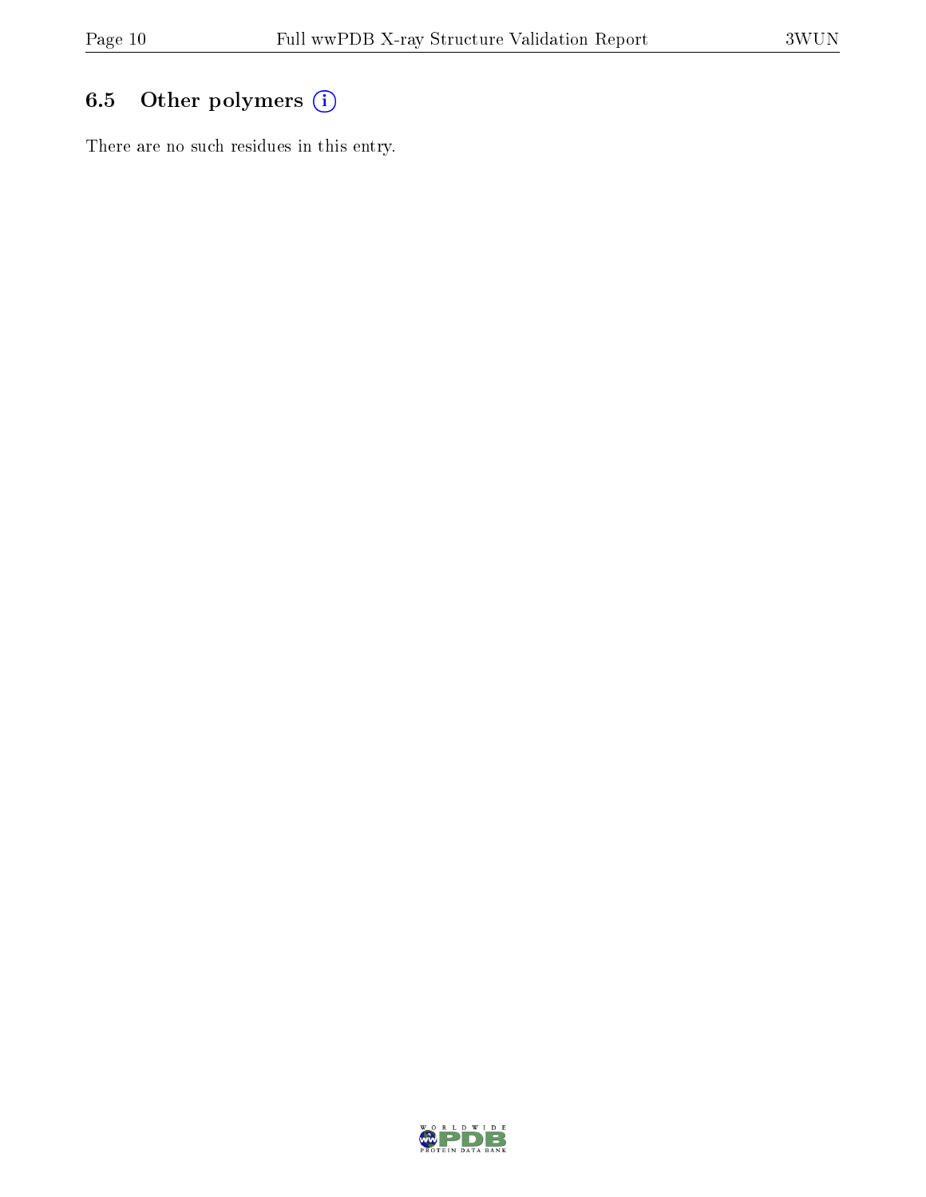### 6.5 Other polymers

There are no such residues in this entry.